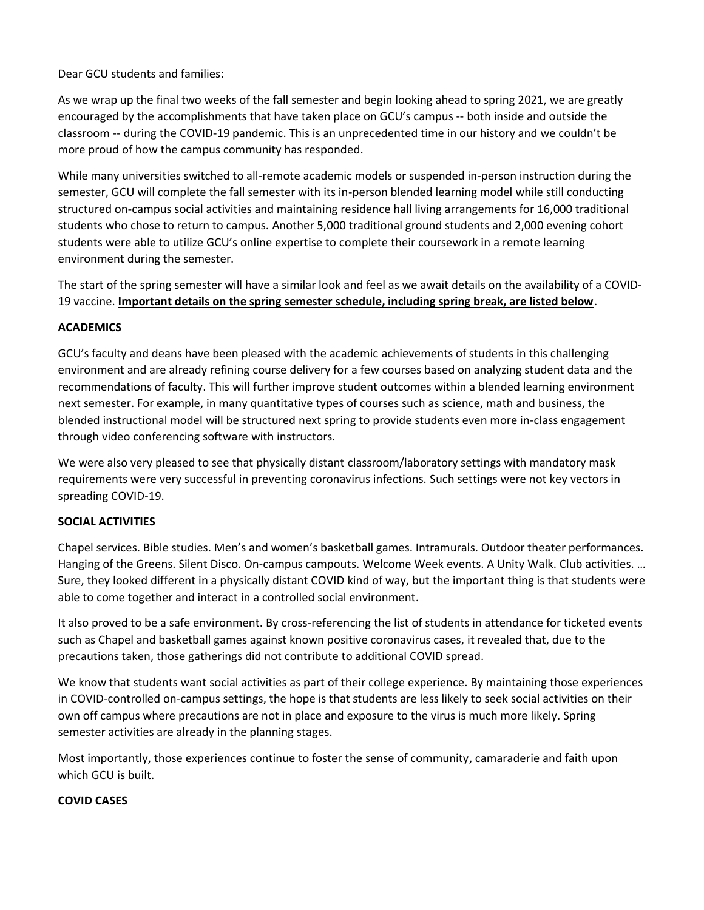Dear GCU students and families:

As we wrap up the final two weeks of the fall semester and begin looking ahead to spring 2021, we are greatly encouraged by the accomplishments that have taken place on GCU's campus -- both inside and outside the classroom -- during the COVID-19 pandemic. This is an unprecedented time in our history and we couldn't be more proud of how the campus community has responded.

While many universities switched to all-remote academic models or suspended in-person instruction during the semester, GCU will complete the fall semester with its in-person blended learning model while still conducting structured on-campus social activities and maintaining residence hall living arrangements for 16,000 traditional students who chose to return to campus. Another 5,000 traditional ground students and 2,000 evening cohort students were able to utilize GCU's online expertise to complete their coursework in a remote learning environment during the semester.

The start of the spring semester will have a similar look and feel as we await details on the availability of a COVID-19 vaccine. **Important details on the spring semester schedule, including spring break, are listed below**.

## ACADEMICS

GCU's faculty and deans have been pleased with the academic achievements of students in this challenging environment and are already refining course delivery for a few courses based on analyzing student data and the recommendations of faculty. This will further improve student outcomes within a blended learning environment next semester. For example, in many quantitative types of courses such as science, math and business, the blended instructional model will be structured next spring to provide students even more in-class engagement through video conferencing software with instructors.

We were also very pleased to see that physically distant classroom/laboratory settings with mandatory mask requirements were very successful in preventing coronavirus infections. Such settings were not key vectors in spreading COVID-19.

## SOCIAL ACTIVITIES

Chapel services. Bible studies. Men's and women's basketball games. Intramurals. Outdoor theater performances. Hanging of the Greens. Silent Disco. On-campus campouts. Welcome Week events. A Unity Walk. Club activities. … Sure, they looked different in a physically distant COVID kind of way, but the important thing is that students were able to come together and interact in a controlled social environment.

It also proved to be a safe environment. By cross-referencing the list of students in attendance for ticketed events such as Chapel and basketball games against known positive coronavirus cases, it revealed that, due to the precautions taken, those gatherings did not contribute to additional COVID spread.

We know that students want social activities as part of their college experience. By maintaining those experiences in COVID-controlled on-campus settings, the hope is that students are less likely to seek social activities on their own off campus where precautions are not in place and exposure to the virus is much more likely. Spring semester activities are already in the planning stages.

Most importantly, those experiences continue to foster the sense of community, camaraderie and faith upon which GCU is built.

## COVID CASES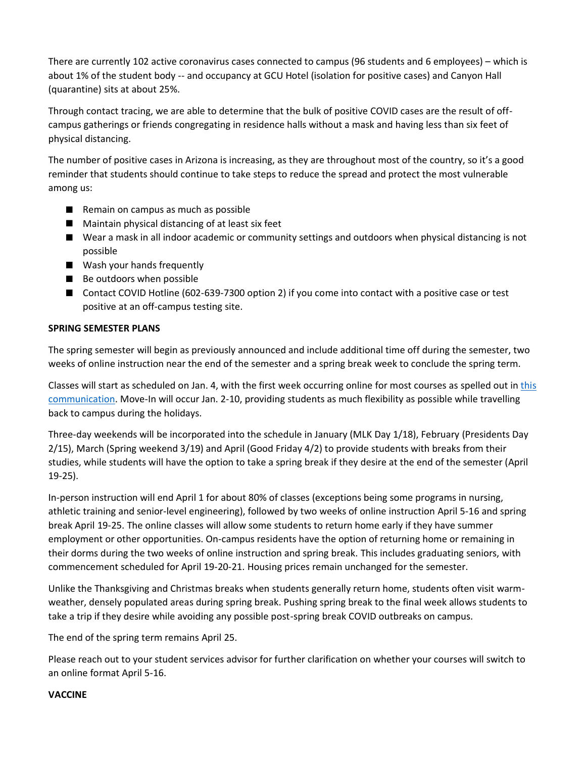There are currently 102 active coronavirus cases connected to campus (96 students and 6 employees) – which is about 1% of the student body -- and occupancy at GCU Hotel (isolation for positive cases) and Canyon Hall (quarantine) sits at about 25%.

Through contact tracing, we are able to determine that the bulk of positive COVID cases are the result of off-campus gatherings or friends congregating in residence halls without a mask and having less than six feet of physical distancing.

The number of positive cases in Arizona is increasing, as they are throughout most of the country, so it's a good reminder that students should continue to take steps to reduce the spread and protect the most vulnerable among us:

- Remain on campus as much as possible
- Maintain physical distancing of at least six feet
- Wear a mask in all indoor academic or community settings and outdoors when physical distancing is not possible
- Wash your hands frequently
- Be outdoors when possible
- Contact COVID Hotline (602-639-7300 option 2) if you come into contact with a positive case or test positive at an off-campus testing site.

**SPRING SEMESTER PLANS**

The spring semester will begin as previously announced and include additional time off during the semester, two weeks of online instruction near the end of the semester and a spring break week to conclude the spring term.

Classes will start as scheduled on Jan. 4, with the first week occurring online for most courses as spelled out in this communication. Move-In will occur Jan. 2-10, providing students as much flexibility as possible while travelling back to campus during the holidays.

Three-day weekends will be incorporated into the schedule in January (MLK Day 1/18), February (Presidents Day 2/15), March (Spring weekend 3/19) and April (Good Friday 4/2) to provide students with breaks from their studies, while students will have the option to take a spring break if they desire at the end of the semester (April 19-25).

In-person instruction will end April 1 for about 80% of classes (exceptions being some programs in nursing, athletic training and senior-level engineering), followed by two weeks of online instruction April 5-16 and spring break April 19-25. The online classes will allow some students to return home early if they have summer employment or other opportunities. On-campus residents have the option of returning home or remaining in their dorms during the two weeks of online instruction and spring break. This includes graduating seniors, with commencement scheduled for April 19-20-21. Housing prices remain unchanged for the semester.

Unlike the Thanksgiving and Christmas breaks when students generally return home, students often visit warm-weather, densely populated areas during spring break. Pushing spring break to the final week allows students to take a trip if they desire while avoiding any possible post-spring break COVID outbreaks on campus.

The end of the spring term remains April 25.

Please reach out to your student services advisor for further clarification on whether your courses will switch to an online format April 5-16.

**VACCINE**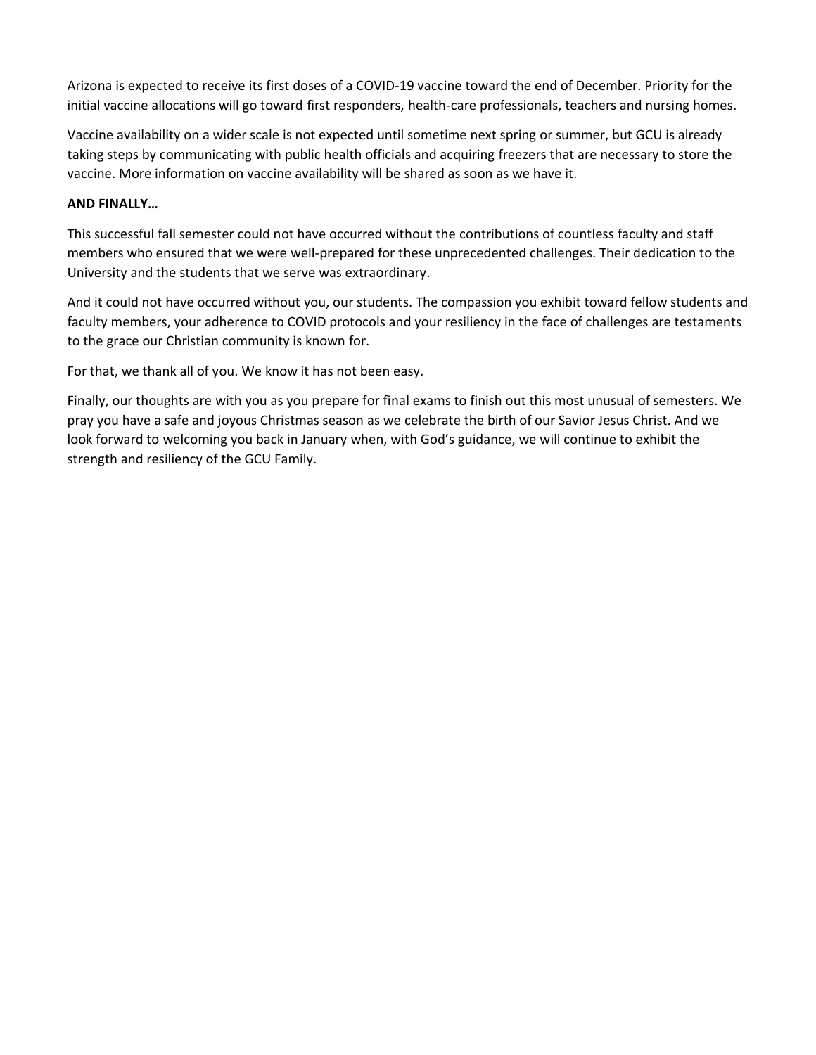Arizona is expected to receive its first doses of a COVID-19 vaccine toward the end of December. Priority for the initial vaccine allocations will go toward first responders, health-care professionals, teachers and nursing homes.

Vaccine availability on a wider scale is not expected until sometime next spring or summer, but GCU is already taking steps by communicating with public health officials and acquiring freezers that are necessary to store the vaccine. More information on vaccine availability will be shared as soon as we have it.

**AND FINALLY…**

This successful fall semester could not have occurred without the contributions of countless faculty and staff members who ensured that we were well-prepared for these unprecedented challenges. Their dedication to the University and the students that we serve was extraordinary.

And it could not have occurred without you, our students. The compassion you exhibit toward fellow students and faculty members, your adherence to COVID protocols and your resiliency in the face of challenges are testaments to the grace our Christian community is known for.

For that, we thank all of you. We know it has not been easy.

Finally, our thoughts are with you as you prepare for final exams to finish out this most unusual of semesters. We pray you have a safe and joyous Christmas season as we celebrate the birth of our Savior Jesus Christ. And we look forward to welcoming you back in January when, with God's guidance, we will continue to exhibit the strength and resiliency of the GCU Family.